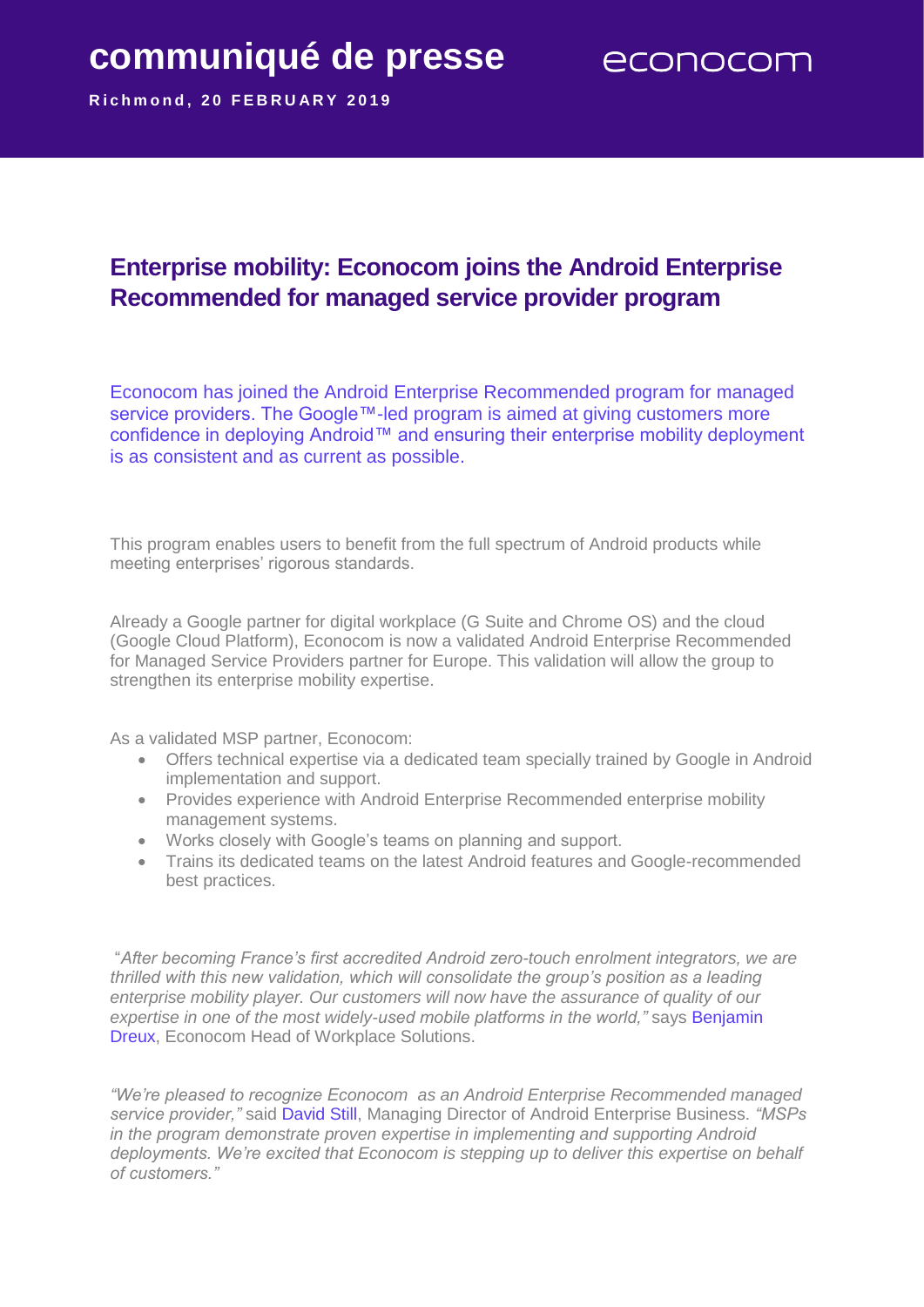communiqué de presse

econocom

**Richmond, 20 FEBRUARY 2019**

# Enterprise mobility: Econocom joins the Android Enterprise Recommended for managed service provider program

Econocom has joined the Android Enterprise Recommended program for managed service providers. The Google™-led program is aimed at giving customers more confidence in deploying Android™ and ensuring their enterprise mobility deployment is as consistent and as current as possible.

This program enables users to benefit from the full spectrum of Android products while meeting enterprises' rigorous standards.

Already a Google partner for digital workplace (G Suite and Chrome OS) and the cloud (Google Cloud Platform), Econocom is now a validated Android Enterprise Recommended for Managed Service Providers partner for Europe. This validation will allow the group to strengthen its enterprise mobility expertise.

As a validated MSP partner, Econocom:

- Offers technical expertise via a dedicated team specially trained by Google in Android implementation and support.
- Provides experience with Android Enterprise Recommended enterprise mobility management systems.
- Works closely with Google's teams on planning and support.
- Trains its dedicated teams on the latest Android features and Google-recommended best practices.

"*After becoming France's first accredited Android zero-touch enrolment integrators, we are thrilled with this new validation, which will consolidate the group's position as a leading enterprise mobility player. Our customers will now have the assurance of quality of our expertise in one of the most widely-used mobile platforms in the world,"* says Benjamin Dreux, Econocom Head of Workplace Solutions.

*"We're pleased to recognize Econocom as an Android Enterprise Recommended managed service provider,"* said David Still, Managing Director of Android Enterprise Business. *"MSPs in the program demonstrate proven expertise in implementing and supporting Android deployments. We're excited that Econocom is stepping up to deliver this expertise on behalf of customers."*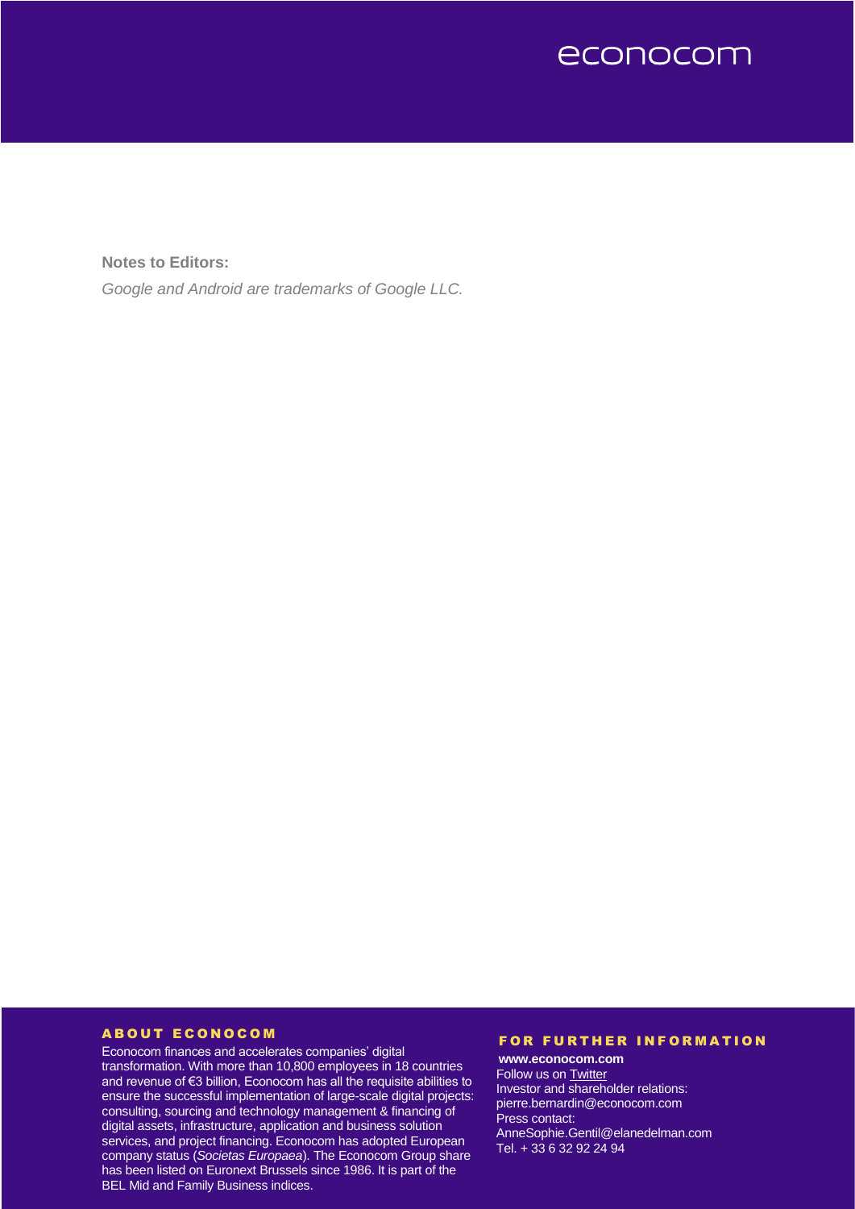**Notes to Editors:**

*Google and Android are trademarks of Google LLC.*

## ABOUT ECONOCOM

Econocom finances and accelerates companies' digital transformation. With more than 10,800 employees in 18 countries and revenue of €3 billion, Econocom has all the requisite abilities to ensure the successful implementation of large-scale digital projects: consulting, sourcing and technology management & financing of digital assets, infrastructure, application and business solution services, and project financing. Econocom has adopted European company status (*Societas Europaea*). The Econocom Group share has been listed on Euronext Brussels since 1986. It is part of the BEL Mid and Family Business indices.

## FOR FURTHER INFORMATION

**www.econocom.com**
Follow us on Twitter
Investor and shareholder relations:
pierre.bernardin@econocom.com
Press contact:
AnneSophie.Gentil@elanedelman.com
Tel. + 33 6 32 92 24 94